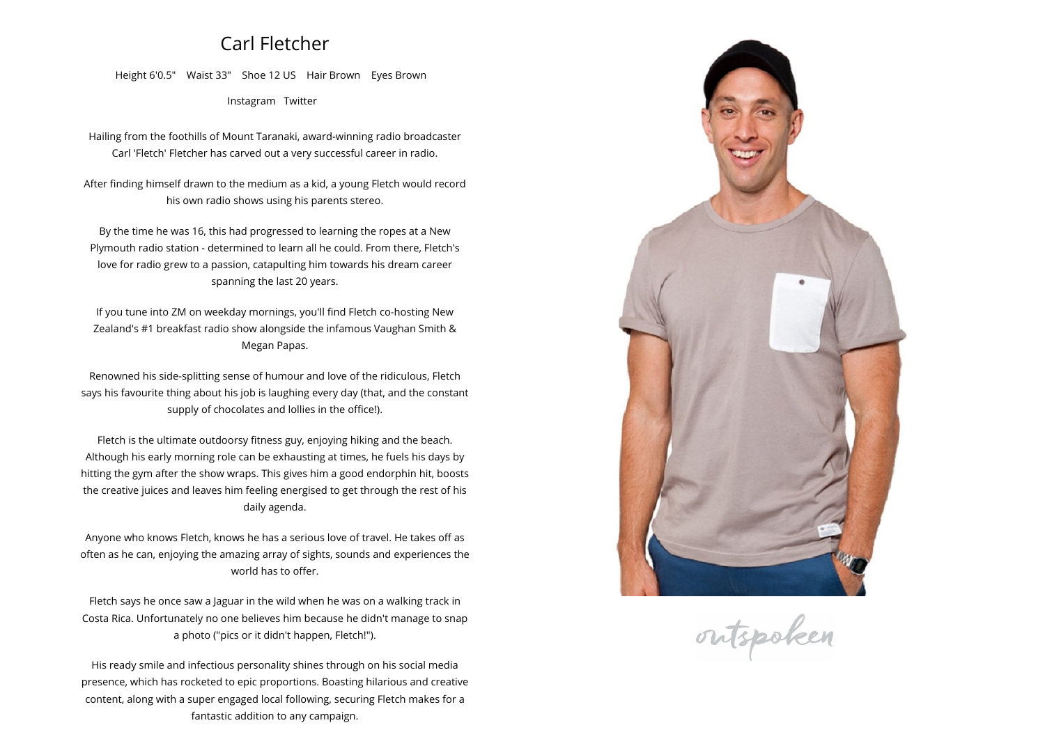# Carl Fletcher

Height 6'0.5" Waist 33" Shoe 12 US Hair Brown Eyes Brown

Instagram Twitter

Hailing from the foothills of Mount Taranaki, award-winning radio broadcaster Carl 'Fletch' Fletcher has carved out a very successful career in radio.

After finding himself drawn to the medium as a kid, a young Fletch would record his own radio shows using his parents stereo.

By the time he was 16, this had progressed to learning the ropes at a New Plymouth radio station - determined to learn all he could. From there, Fletch's love for radio grew to a passion, catapulting him towards his dream career spanning the last 20 years.

If you tune into ZM on weekday mornings, you'll find Fletch co-hosting New Zealand's #1 breakfast radio show alongside the infamous Vaughan Smith & Megan Papas.

Renowned his side-splitting sense of humour and love of the ridiculous, Fletch says his favourite thing about his job is laughing every day (that, and the constant supply of chocolates and lollies in the office!).

Fletch is the ultimate outdoorsy fitness guy, enjoying hiking and the beach. Although his early morning role can be exhausting at times, he fuels his days by hitting the gym after the show wraps. This gives him a good endorphin hit, boosts the creative juices and leaves him feeling energised to get through the rest of his daily agenda.

Anyone who knows Fletch, knows he has a serious love of travel. He takes off as often as he can, enjoying the amazing array of sights, sounds and experiences the world has to offer.

Fletch says he once saw a Jaguar in the wild when he was on a walking track in Costa Rica. Unfortunately no one believes him because he didn't manage to snap a photo ("pics or it didn't happen, Fletch!").

His ready smile and infectious personality shines through on his social media presence, which has rocketed to epic proportions. Boasting hilarious and creative content, along with a super engaged local following, securing Fletch makes for a fantastic addition to any campaign.

outspoken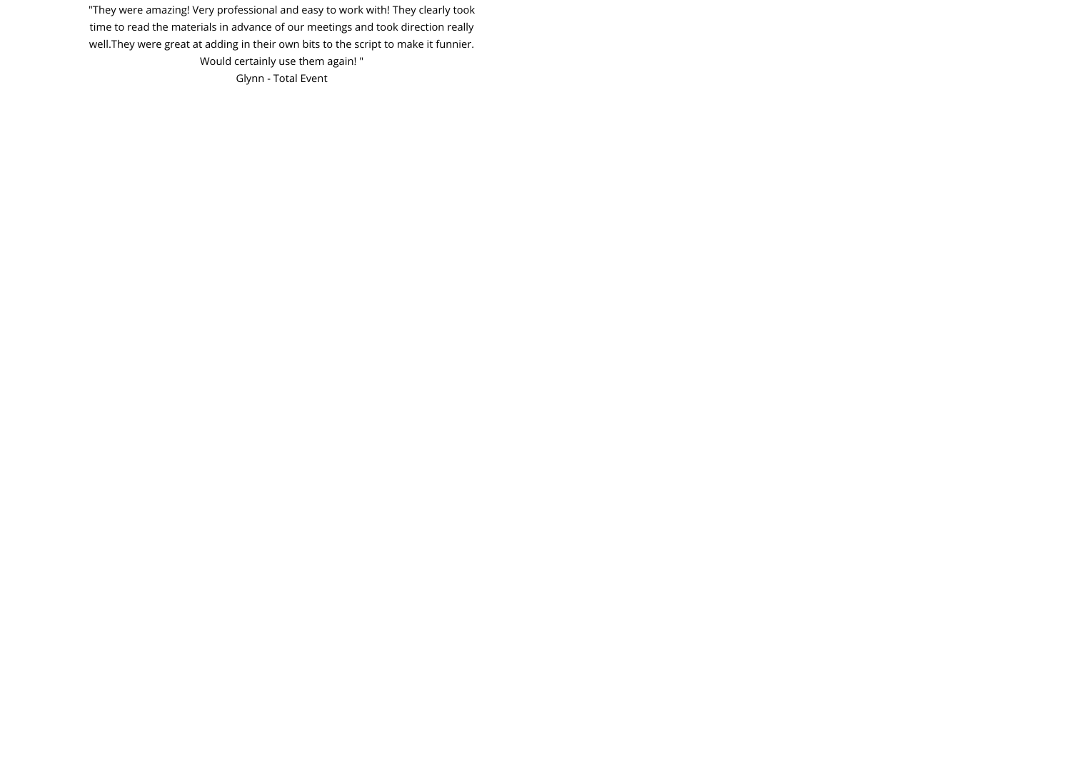"They were amazing! Very professional and easy to work with! They clearly took time to read the materials in advance of our meetings and took direction really well.They were great at adding in their own bits to the script to make it funnier. Would certainly use them again! "

Glynn - Total Event